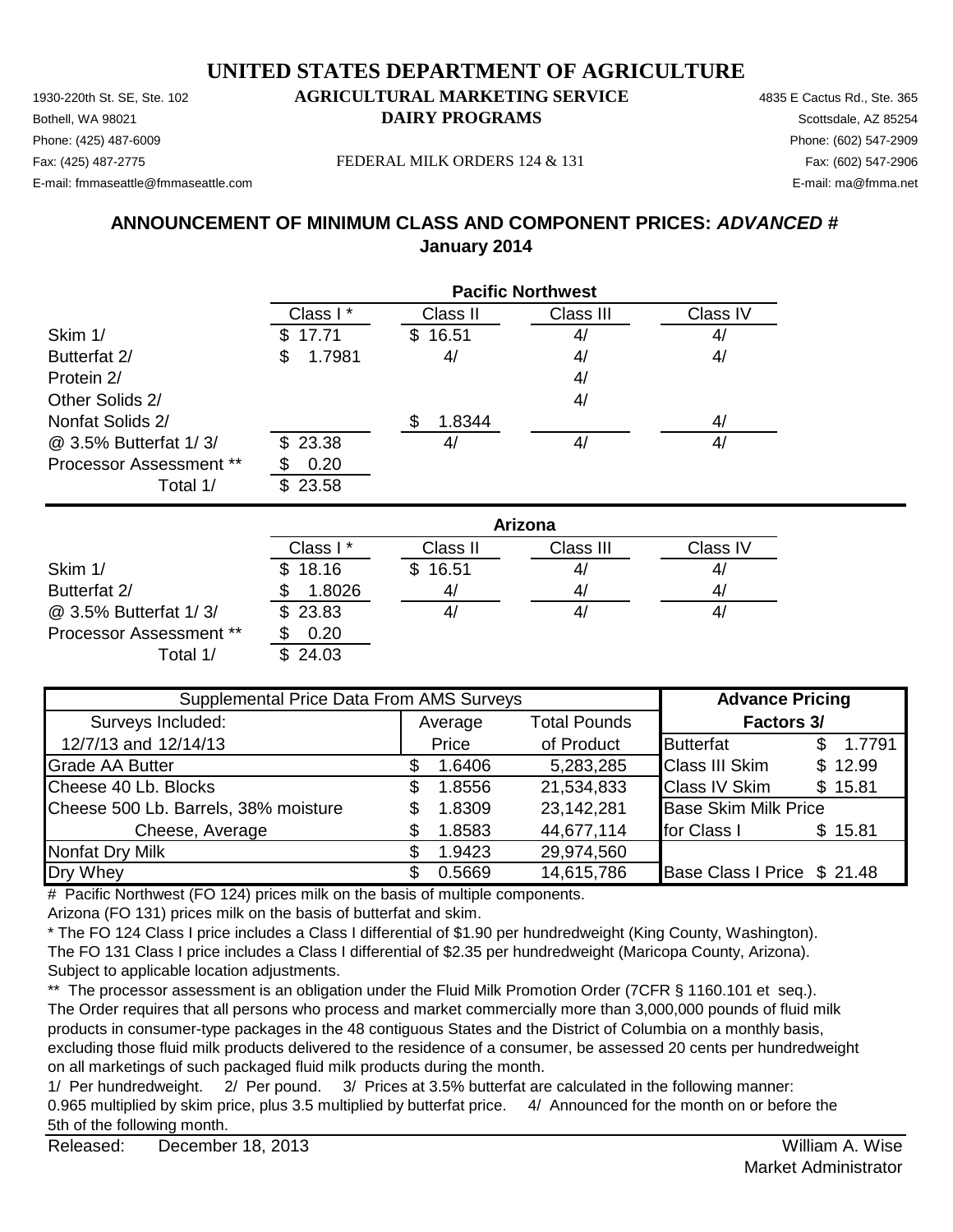# UNITED STATES DEPARTMENT OF AGRICULTURE

**AGRICULTURAL MARKETING SERVICE**
**DAIRY PROGRAMS**

FEDERAL MILK ORDERS 124 & 131

1930-220th St. SE, Ste. 102
Bothell, WA 98021
Phone: (425) 487-6009
Fax: (425) 487-2775
E-mail: fmmaseattle@fmmaseattle.com

4835 E Cactus Rd., Ste. 365
Scottsdale, AZ 85254
Phone: (602) 547-2909
Fax: (602) 547-2906
E-mail: ma@fmma.net

## ANNOUNCEMENT OF MINIMUM CLASS AND COMPONENT PRICES: *ADVANCED* #
## January 2014

| Pacific Northwest | Class I * | Class II | Class III | Class IV |
|---|---|---|---|---|
| Skim 1/ | $ 17.71 | $ 16.51 | 4/ | 4/ |
| Butterfat 2/ | $ 1.7981 | 4/ | 4/ | 4/ |
| Protein 2/ | | | 4/ | |
| Other Solids 2/ | | | 4/ | |
| Nonfat Solids 2/ | | $ 1.8344 | | 4/ |
| @ 3.5% Butterfat 1/ 3/ | $ 23.38 | 4/ | 4/ | 4/ |
| Processor Assessment ** | $ 0.20 | | | |
| Total 1/ | $ 23.58 | | | |

| Arizona | Class I * | Class II | Class III | Class IV |
|---|---|---|---|---|
| Skim 1/ | $ 18.16 | $ 16.51 | 4/ | 4/ |
| Butterfat 2/ | $ 1.8026 | 4/ | 4/ | 4/ |
| @ 3.5% Butterfat 1/ 3/ | $ 23.83 | 4/ | 4/ | 4/ |
| Processor Assessment ** | $ 0.20 | | | |
| Total 1/ | $ 24.03 | | | |

| Supplemental Price Data From AMS Surveys | | | Advance Pricing | |
|---|---|---|---|---|
| Surveys Included: | Average | Total Pounds | Factors 3/ | |
| 12/7/13 and 12/14/13 | Price | of Product | Butterfat | $ 1.7791 |
| Grade AA Butter | $ 1.6406 | 5,283,285 | Class III Skim | $ 12.99 |
| Cheese 40 Lb. Blocks | $ 1.8556 | 21,534,833 | Class IV Skim | $ 15.81 |
| Cheese 500 Lb. Barrels, 38% moisture | $ 1.8309 | 23,142,281 | Base Skim Milk Price | |
| Cheese, Average | $ 1.8583 | 44,677,114 | for Class I | $ 15.81 |
| Nonfat Dry Milk | $ 1.9423 | 29,974,560 | | |
| Dry Whey | $ 0.5669 | 14,615,786 | Base Class I Price | $ 21.48 |

\# Pacific Northwest (FO 124) prices milk on the basis of multiple components.
Arizona (FO 131) prices milk on the basis of butterfat and skim.

\* The FO 124 Class I price includes a Class I differential of $1.90 per hundredweight (King County, Washington).
The FO 131 Class I price includes a Class I differential of $2.35 per hundredweight (Maricopa County, Arizona).
Subject to applicable location adjustments.

** The processor assessment is an obligation under the Fluid Milk Promotion Order (7CFR § 1160.101 et seq.).
The Order requires that all persons who process and market commercially more than 3,000,000 pounds of fluid milk products in consumer-type packages in the 48 contiguous States and the District of Columbia on a monthly basis, excluding those fluid milk products delivered to the residence of a consumer, be assessed 20 cents per hundredweight on all marketings of such packaged fluid milk products during the month.

1/ Per hundredweight. 2/ Per pound. 3/ Prices at 3.5% butterfat are calculated in the following manner:
0.965 multiplied by skim price, plus 3.5 multiplied by butterfat price. 4/ Announced for the month on or before the 5th of the following month.

Released: December 18, 2013

William A. Wise
Market Administrator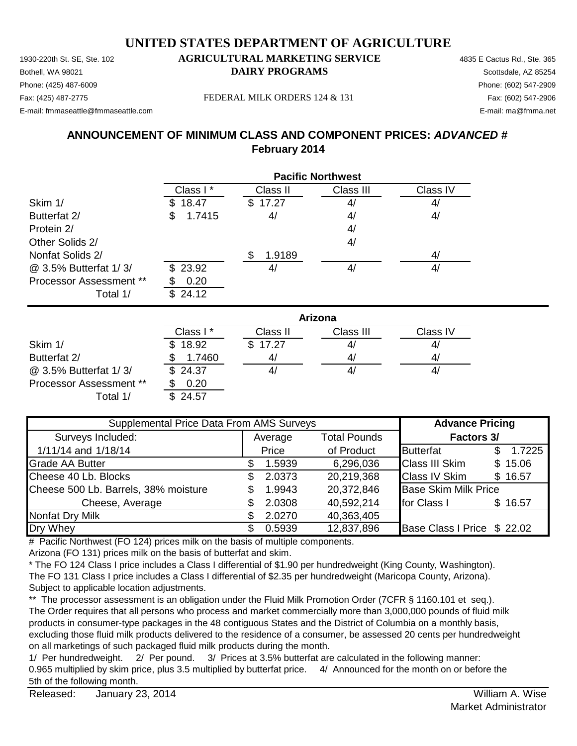# UNITED STATES DEPARTMENT OF AGRICULTURE

## AGRICULTURAL MARKETING SERVICE
## DAIRY PROGRAMS

1930-220th St. SE, Ste. 102
Bothell, WA 98021
Phone: (425) 487-6009
Fax: (425) 487-2775
E-mail: fmmaseattle@fmmaseattle.com

FEDERAL MILK ORDERS 124 & 131

4835 E Cactus Rd., Ste. 365
Scottsdale, AZ 85254
Phone: (602) 547-2909
Fax: (602) 547-2906
E-mail: ma@fmma.net

## ANNOUNCEMENT OF MINIMUM CLASS AND COMPONENT PRICES: *ADVANCED #*
## February 2014

| | Pacific Northwest | | | |
|---|---|---|---|---|
| | Class I * | Class II | Class III | Class IV |
| Skim 1/ | $ 18.47 | $ 17.27 | 4/ | 4/ |
| Butterfat 2/ | $ 1.7415 | 4/ | 4/ | 4/ |
| Protein 2/ | | | 4/ | |
| Other Solids 2/ | | | 4/ | |
| Nonfat Solids 2/ | | $ 1.9189 | | 4/ |
| @ 3.5% Butterfat 1/ 3/ | $ 23.92 | 4/ | 4/ | 4/ |
| Processor Assessment ** | $ 0.20 | | | |
| Total 1/ | $ 24.12 | | | |

| | Arizona | | | |
|---|---|---|---|---|
| | Class I * | Class II | Class III | Class IV |
| Skim 1/ | $ 18.92 | $ 17.27 | 4/ | 4/ |
| Butterfat 2/ | $ 1.7460 | 4/ | 4/ | 4/ |
| @ 3.5% Butterfat 1/ 3/ | $ 24.37 | 4/ | 4/ | 4/ |
| Processor Assessment ** | $ 0.20 | | | |
| Total 1/ | $ 24.57 | | | |

| Supplemental Price Data From AMS Surveys | | | Advance Pricing | |
|---|---|---|---|---|
| Surveys Included: | Average | Total Pounds | Factors 3/ | |
| 1/11/14 and 1/18/14 | Price | of Product | Butterfat | $ 1.7225 |
| Grade AA Butter | $ 1.5939 | 6,296,036 | Class III Skim | $ 15.06 |
| Cheese 40 Lb. Blocks | $ 2.0373 | 20,219,368 | Class IV Skim | $ 16.57 |
| Cheese 500 Lb. Barrels, 38% moisture | $ 1.9943 | 20,372,846 | Base Skim Milk Price | |
| Cheese, Average | $ 2.0308 | 40,592,214 | for Class I | $ 16.57 |
| Nonfat Dry Milk | $ 2.0270 | 40,363,405 | | |
| Dry Whey | $ 0.5939 | 12,837,896 | Base Class I Price | $ 22.02 |

# Pacific Northwest (FO 124) prices milk on the basis of multiple components.
Arizona (FO 131) prices milk on the basis of butterfat and skim.

* The FO 124 Class I price includes a Class I differential of $1.90 per hundredweight (King County, Washington).
The FO 131 Class I price includes a Class I differential of $2.35 per hundredweight (Maricopa County, Arizona).
Subject to applicable location adjustments.

** The processor assessment is an obligation under the Fluid Milk Promotion Order (7CFR § 1160.101 et seq.).
The Order requires that all persons who process and market commercially more than 3,000,000 pounds of fluid milk products in consumer-type packages in the 48 contiguous States and the District of Columbia on a monthly basis, excluding those fluid milk products delivered to the residence of a consumer, be assessed 20 cents per hundredweight on all marketings of such packaged fluid milk products during the month.

1/ Per hundredweight. 2/ Per pound. 3/ Prices at 3.5% butterfat are calculated in the following manner:
0.965 multiplied by skim price, plus 3.5 multiplied by butterfat price. 4/ Announced for the month on or before the 5th of the following month.

Released: January 23, 2014

William A. Wise
Market Administrator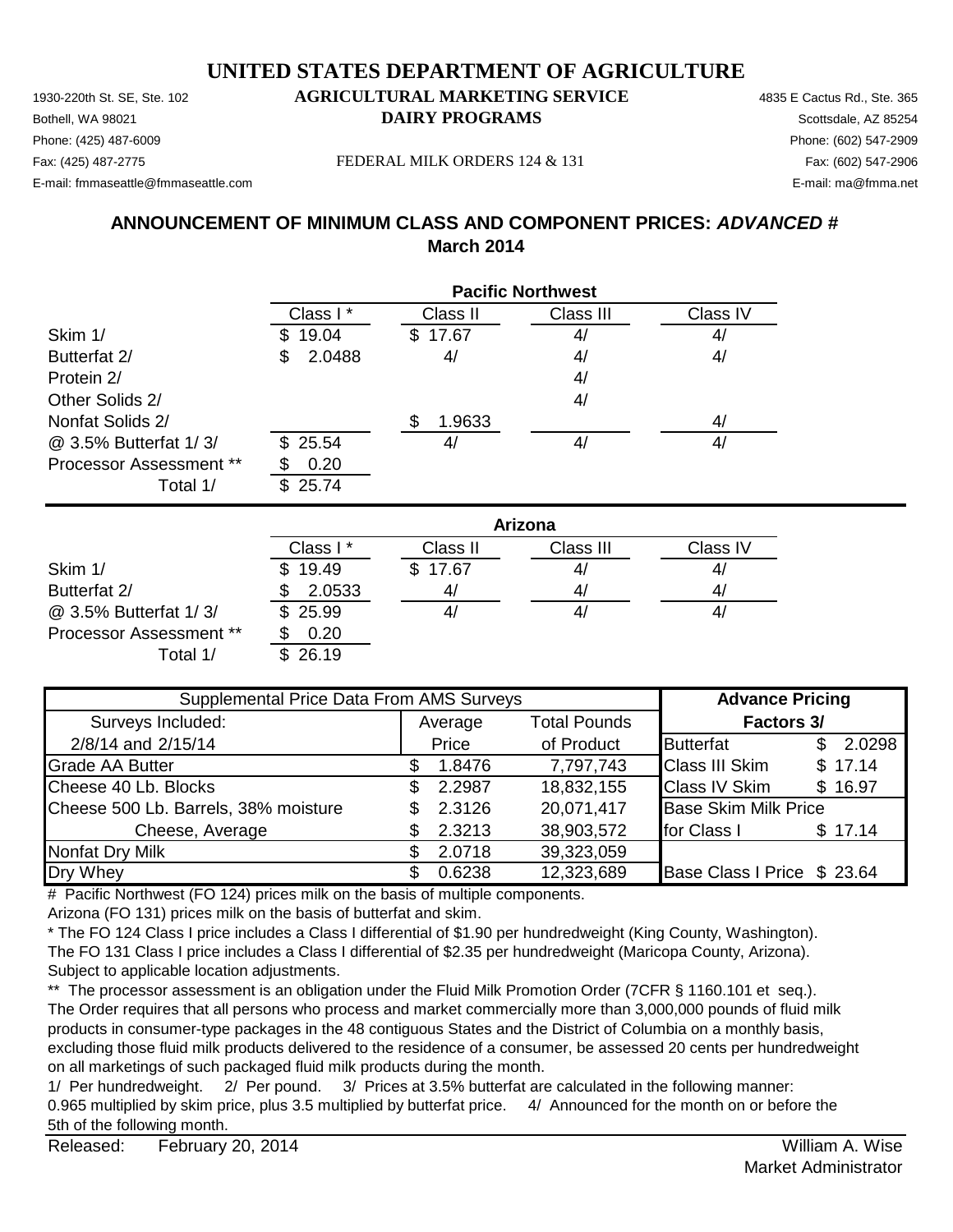# UNITED STATES DEPARTMENT OF AGRICULTURE

## AGRICULTURAL MARKETING SERVICE
## DAIRY PROGRAMS

1930-220th St. SE, Ste. 102
Bothell, WA 98021
Phone: (425) 487-6009
Fax: (425) 487-2775
E-mail: fmmaseattle@fmmaseattle.com

4835 E Cactus Rd., Ste. 365
Scottsdale, AZ 85254
Phone: (602) 547-2909
Fax: (602) 547-2906
E-mail: ma@fmma.net

FEDERAL MILK ORDERS 124 & 131

## ANNOUNCEMENT OF MINIMUM CLASS AND COMPONENT PRICES: *ADVANCED #*
## March 2014

**Pacific Northwest**

| | Class I * | Class II | Class III | Class IV |
|---|---|---|---|---|
| Skim 1/ | $ 19.04 | $ 17.67 | 4/ | 4/ |
| Butterfat 2/ | $ 2.0488 | 4/ | 4/ | 4/ |
| Protein 2/ | | | 4/ | |
| Other Solids 2/ | | | 4/ | |
| Nonfat Solids 2/ | | $ 1.9633 | | 4/ |
| @ 3.5% Butterfat 1/ 3/ | $ 25.54 | 4/ | 4/ | 4/ |
| Processor Assessment ** | $ 0.20 | | | |
| Total 1/ | $ 25.74 | | | |

**Arizona**

| | Class I * | Class II | Class III | Class IV |
|---|---|---|---|---|
| Skim 1/ | $ 19.49 | $ 17.67 | 4/ | 4/ |
| Butterfat 2/ | $ 2.0533 | 4/ | 4/ | 4/ |
| @ 3.5% Butterfat 1/ 3/ | $ 25.99 | 4/ | 4/ | 4/ |
| Processor Assessment ** | $ 0.20 | | | |
| Total 1/ | $ 26.19 | | | |

| Supplemental Price Data From AMS Surveys | | | Advance Pricing | |
|---|---|---|---|---|
| Surveys Included: | Average | Total Pounds | Factors 3/ | |
| 2/8/14 and 2/15/14 | Price | of Product | Butterfat | $ 2.0298 |
| Grade AA Butter | $ 1.8476 | 7,797,743 | Class III Skim | $ 17.14 |
| Cheese 40 Lb. Blocks | $ 2.2987 | 18,832,155 | Class IV Skim | $ 16.97 |
| Cheese 500 Lb. Barrels, 38% moisture | $ 2.3126 | 20,071,417 | Base Skim Milk Price | |
| Cheese, Average | $ 2.3213 | 38,903,572 | for Class I | $ 17.14 |
| Nonfat Dry Milk | $ 2.0718 | 39,323,059 | | |
| Dry Whey | $ 0.6238 | 12,323,689 | Base Class I Price | $ 23.64 |

\# Pacific Northwest (FO 124) prices milk on the basis of multiple components.
Arizona (FO 131) prices milk on the basis of butterfat and skim.

\* The FO 124 Class I price includes a Class I differential of $1.90 per hundredweight (King County, Washington). The FO 131 Class I price includes a Class I differential of $2.35 per hundredweight (Maricopa County, Arizona). Subject to applicable location adjustments.

\*\* The processor assessment is an obligation under the Fluid Milk Promotion Order (7CFR § 1160.101 et seq.). The Order requires that all persons who process and market commercially more than 3,000,000 pounds of fluid milk products in consumer-type packages in the 48 contiguous States and the District of Columbia on a monthly basis, excluding those fluid milk products delivered to the residence of a consumer, be assessed 20 cents per hundredweight on all marketings of such packaged fluid milk products during the month.

1/ Per hundredweight. 2/ Per pound. 3/ Prices at 3.5% butterfat are calculated in the following manner: 0.965 multiplied by skim price, plus 3.5 multiplied by butterfat price. 4/ Announced for the month on or before the 5th of the following month.

Released: February 20, 2014

William A. Wise
Market Administrator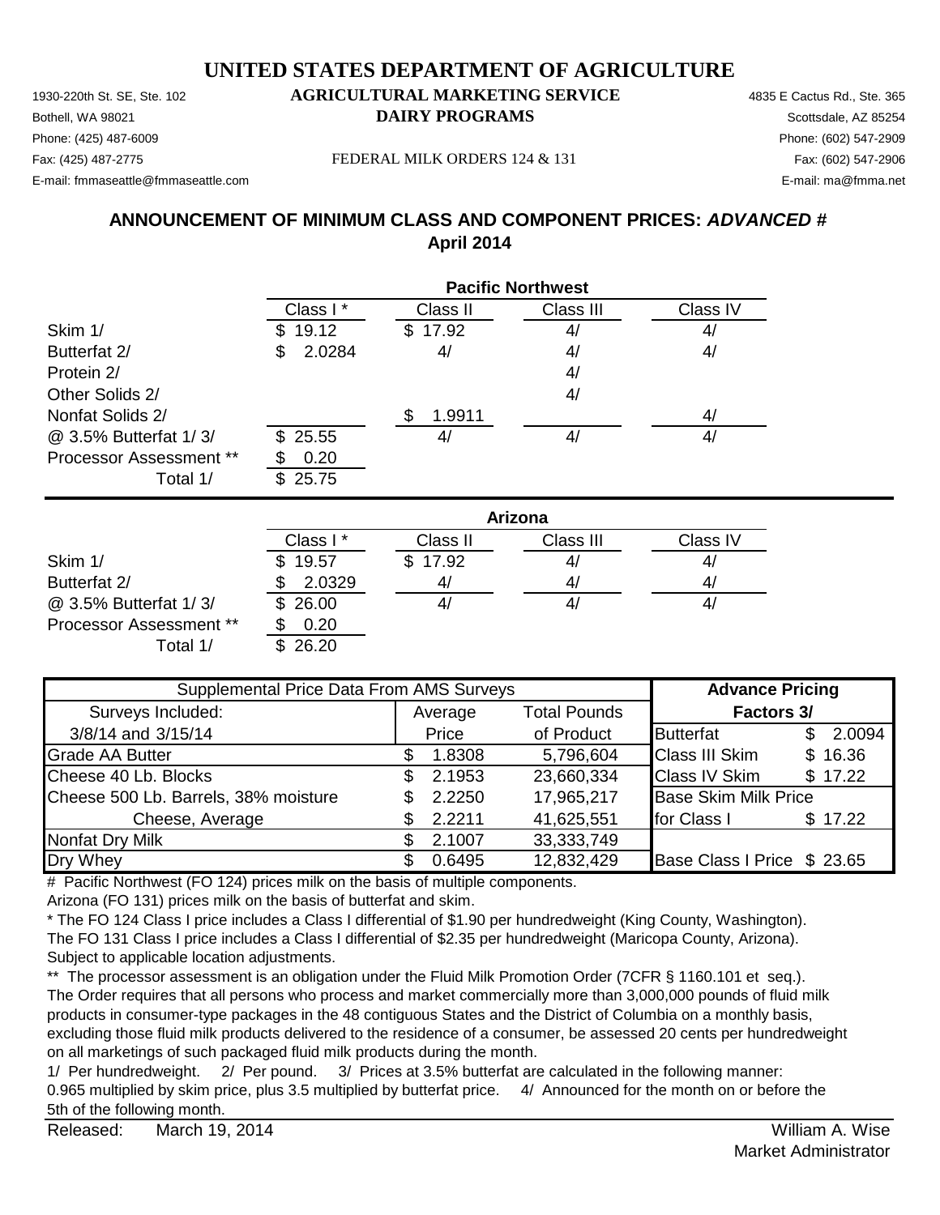# UNITED STATES DEPARTMENT OF AGRICULTURE

## AGRICULTURAL MARKETING SERVICE
## DAIRY PROGRAMS

1930-220th St. SE, Ste. 102
Bothell, WA 98021
Phone: (425) 487-6009
Fax: (425) 487-2775
E-mail: fmmaseattle@fmmaseattle.com

FEDERAL MILK ORDERS 124 & 131

4835 E Cactus Rd., Ste. 365
Scottsdale, AZ 85254
Phone: (602) 547-2909
Fax: (602) 547-2906
E-mail: ma@fmma.net

## ANNOUNCEMENT OF MINIMUM CLASS AND COMPONENT PRICES: *ADVANCED* #
## April 2014

| | Pacific Northwest | | | |
|---|---|---|---|---|
| | Class I * | Class II | Class III | Class IV |
| Skim 1/ | $ 19.12 | $ 17.92 | 4/ | 4/ |
| Butterfat 2/ | $ 2.0284 | 4/ | 4/ | 4/ |
| Protein 2/ | | | 4/ | |
| Other Solids 2/ | | | 4/ | |
| Nonfat Solids 2/ | | $ 1.9911 | | 4/ |
| @ 3.5% Butterfat 1/ 3/ | $ 25.55 | 4/ | 4/ | 4/ |
| Processor Assessment ** | $ 0.20 | | | |
| Total 1/ | $ 25.75 | | | |

| | Arizona | | | |
|---|---|---|---|---|
| | Class I * | Class II | Class III | Class IV |
| Skim 1/ | $ 19.57 | $ 17.92 | 4/ | 4/ |
| Butterfat 2/ | $ 2.0329 | 4/ | 4/ | 4/ |
| @ 3.5% Butterfat 1/ 3/ | $ 26.00 | 4/ | 4/ | 4/ |
| Processor Assessment ** | $ 0.20 | | | |
| Total 1/ | $ 26.20 | | | |

| Supplemental Price Data From AMS Surveys | | | Advance Pricing | |
|---|---|---|---|---|
| Surveys Included: | Average | Total Pounds | Factors 3/ | |
| 3/8/14 and 3/15/14 | Price | of Product | Butterfat | $ 2.0094 |
| Grade AA Butter | $ 1.8308 | 5,796,604 | Class III Skim | $ 16.36 |
| Cheese 40 Lb. Blocks | $ 2.1953 | 23,660,334 | Class IV Skim | $ 17.22 |
| Cheese 500 Lb. Barrels, 38% moisture | $ 2.2250 | 17,965,217 | Base Skim Milk Price | |
| Cheese, Average | $ 2.2211 | 41,625,551 | for Class I | $ 17.22 |
| Nonfat Dry Milk | $ 2.1007 | 33,333,749 | | |
| Dry Whey | $ 0.6495 | 12,832,429 | Base Class I Price | $ 23.65 |

# Pacific Northwest (FO 124) prices milk on the basis of multiple components.
Arizona (FO 131) prices milk on the basis of butterfat and skim.

* The FO 124 Class I price includes a Class I differential of $1.90 per hundredweight (King County, Washington).
The FO 131 Class I price includes a Class I differential of $2.35 per hundredweight (Maricopa County, Arizona).
Subject to applicable location adjustments.

** The processor assessment is an obligation under the Fluid Milk Promotion Order (7CFR § 1160.101 et seq.).
The Order requires that all persons who process and market commercially more than 3,000,000 pounds of fluid milk products in consumer-type packages in the 48 contiguous States and the District of Columbia on a monthly basis, excluding those fluid milk products delivered to the residence of a consumer, be assessed 20 cents per hundredweight on all marketings of such packaged fluid milk products during the month.

1/ Per hundredweight. 2/ Per pound. 3/ Prices at 3.5% butterfat are calculated in the following manner:
0.965 multiplied by skim price, plus 3.5 multiplied by butterfat price. 4/ Announced for the month on or before the 5th of the following month.

Released: March 19, 2014

William A. Wise
Market Administrator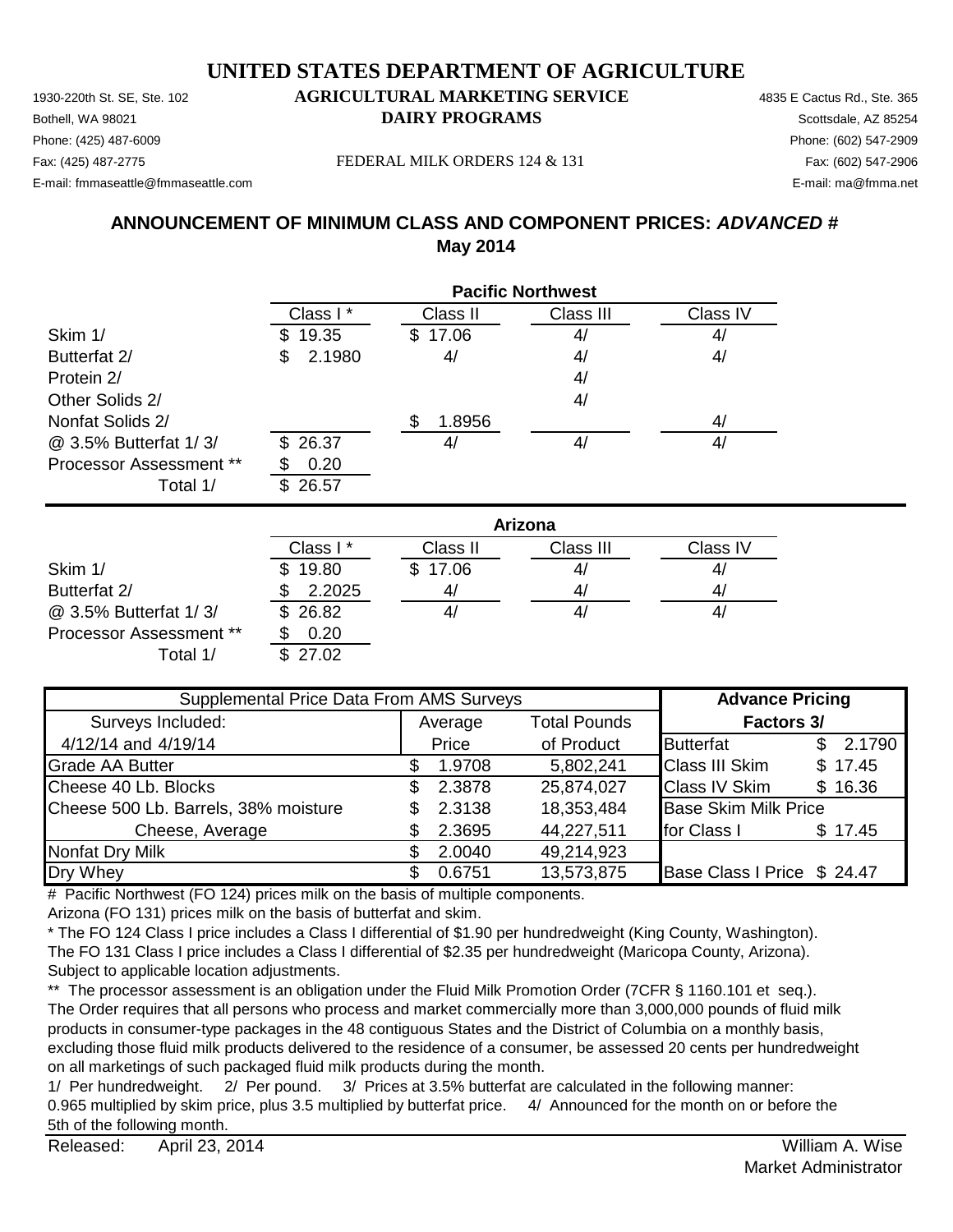# UNITED STATES DEPARTMENT OF AGRICULTURE

1930-220th St. SE, Ste. 102 | **AGRICULTURAL MARKETING SERVICE** | 4835 E Cactus Rd., Ste. 365
Bothell, WA 98021 | **DAIRY PROGRAMS** | Scottsdale, AZ 85254
Phone: (425) 487-6009 | | Phone: (602) 547-2909
Fax: (425) 487-2775 | FEDERAL MILK ORDERS 124 & 131 | Fax: (602) 547-2906
E-mail: fmmaseattle@fmmaseattle.com | | E-mail: ma@fmma.net

## ANNOUNCEMENT OF MINIMUM CLASS AND COMPONENT PRICES: *ADVANCED* #
## May 2014

**Pacific Northwest**

| | Class I * | Class II | Class III | Class IV |
|---|---|---|---|---|
| Skim 1/ | $ 19.35 | $ 17.06 | 4/ | 4/ |
| Butterfat 2/ | $ 2.1980 | 4/ | 4/ | 4/ |
| Protein 2/ | | | 4/ | |
| Other Solids 2/ | | | 4/ | |
| Nonfat Solids 2/ | | $ 1.8956 | | 4/ |
| @ 3.5% Butterfat 1/ 3/ | $ 26.37 | 4/ | 4/ | 4/ |
| Processor Assessment ** | $ 0.20 | | | |
| Total 1/ | $ 26.57 | | | |

**Arizona**

| | Class I * | Class II | Class III | Class IV |
|---|---|---|---|---|
| Skim 1/ | $ 19.80 | $ 17.06 | 4/ | 4/ |
| Butterfat 2/ | $ 2.2025 | 4/ | 4/ | 4/ |
| @ 3.5% Butterfat 1/ 3/ | $ 26.82 | 4/ | 4/ | 4/ |
| Processor Assessment ** | $ 0.20 | | | |
| Total 1/ | $ 27.02 | | | |

| Supplemental Price Data From AMS Surveys | | | **Advance Pricing** | |
|---|---|---|---|---|
| Surveys Included: | Average | Total Pounds | **Factors 3/** | |
| 4/12/14 and 4/19/14 | Price | of Product | Butterfat | $ 2.1790 |
| Grade AA Butter | $ 1.9708 | 5,802,241 | Class III Skim | $ 17.45 |
| Cheese 40 Lb. Blocks | $ 2.3878 | 25,874,027 | Class IV Skim | $ 16.36 |
| Cheese 500 Lb. Barrels, 38% moisture | $ 2.3138 | 18,353,484 | Base Skim Milk Price | |
| Cheese, Average | $ 2.3695 | 44,227,511 | for Class I | $ 17.45 |
| Nonfat Dry Milk | $ 2.0040 | 49,214,923 | | |
| Dry Whey | $ 0.6751 | 13,573,875 | Base Class I Price | $ 24.47 |

# Pacific Northwest (FO 124) prices milk on the basis of multiple components.
Arizona (FO 131) prices milk on the basis of butterfat and skim.

* The FO 124 Class I price includes a Class I differential of $1.90 per hundredweight (King County, Washington).
The FO 131 Class I price includes a Class I differential of $2.35 per hundredweight (Maricopa County, Arizona).
Subject to applicable location adjustments.

** The processor assessment is an obligation under the Fluid Milk Promotion Order (7CFR § 1160.101 et seq.).
The Order requires that all persons who process and market commercially more than 3,000,000 pounds of fluid milk products in consumer-type packages in the 48 contiguous States and the District of Columbia on a monthly basis, excluding those fluid milk products delivered to the residence of a consumer, be assessed 20 cents per hundredweight on all marketings of such packaged fluid milk products during the month.

1/ Per hundredweight. 2/ Per pound. 3/ Prices at 3.5% butterfat are calculated in the following manner: 0.965 multiplied by skim price, plus 3.5 multiplied by butterfat price. 4/ Announced for the month on or before the 5th of the following month.

Released: April 23, 2014

William A. Wise
Market Administrator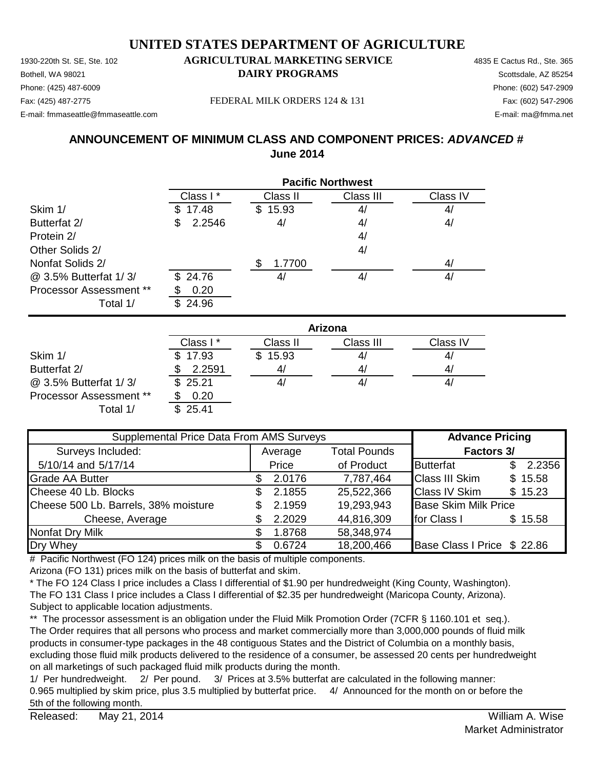# UNITED STATES DEPARTMENT OF AGRICULTURE

1930-220th St. SE, Ste. 102 **AGRICULTURAL MARKETING SERVICE** 4835 E Cactus Rd., Ste. 365
Bothell, WA 98021 **DAIRY PROGRAMS** Scottsdale, AZ 85254
Phone: (425) 487-6009 Phone: (602) 547-2909
Fax: (425) 487-2775 FEDERAL MILK ORDERS 124 & 131 Fax: (602) 547-2906
E-mail: fmmaseattle@fmmaseattle.com E-mail: ma@fmma.net

## ANNOUNCEMENT OF MINIMUM CLASS AND COMPONENT PRICES: *ADVANCED #*
## June 2014

| | Pacific Northwest | | | |
|---|---|---|---|---|
| | Class I * | Class II | Class III | Class IV |
| Skim 1/ | $ 17.48 | $ 15.93 | 4/ | 4/ |
| Butterfat 2/ | $ 2.2546 | 4/ | 4/ | 4/ |
| Protein 2/ | | | 4/ | |
| Other Solids 2/ | | | 4/ | |
| Nonfat Solids 2/ | | $ 1.7700 | | 4/ |
| @ 3.5% Butterfat 1/ 3/ | $ 24.76 | 4/ | 4/ | 4/ |
| Processor Assessment ** | $ 0.20 | | | |
| Total 1/ | $ 24.96 | | | |

| | Arizona | | | |
|---|---|---|---|---|
| | Class I * | Class II | Class III | Class IV |
| Skim 1/ | $ 17.93 | $ 15.93 | 4/ | 4/ |
| Butterfat 2/ | $ 2.2591 | 4/ | 4/ | 4/ |
| @ 3.5% Butterfat 1/ 3/ | $ 25.21 | 4/ | 4/ | 4/ |
| Processor Assessment ** | $ 0.20 | | | |
| Total 1/ | $ 25.41 | | | |

| Supplemental Price Data From AMS Surveys | | | Advance Pricing | |
|---|---|---|---|---|
| Surveys Included: | Average | Total Pounds | Factors 3/ | |
| 5/10/14 and 5/17/14 | Price | of Product | Butterfat | $ 2.2356 |
| Grade AA Butter | $ 2.0176 | 7,787,464 | Class III Skim | $ 15.58 |
| Cheese 40 Lb. Blocks | $ 2.1855 | 25,522,366 | Class IV Skim | $ 15.23 |
| Cheese 500 Lb. Barrels, 38% moisture | $ 2.1959 | 19,293,943 | Base Skim Milk Price | |
| Cheese, Average | $ 2.2029 | 44,816,309 | for Class I | $ 15.58 |
| Nonfat Dry Milk | $ 1.8768 | 58,348,974 | | |
| Dry Whey | $ 0.6724 | 18,200,466 | Base Class I Price | $ 22.86 |

\# Pacific Northwest (FO 124) prices milk on the basis of multiple components.
Arizona (FO 131) prices milk on the basis of butterfat and skim.

\* The FO 124 Class I price includes a Class I differential of $1.90 per hundredweight (King County, Washington).
The FO 131 Class I price includes a Class I differential of $2.35 per hundredweight (Maricopa County, Arizona).
Subject to applicable location adjustments.

** The processor assessment is an obligation under the Fluid Milk Promotion Order (7CFR § 1160.101 et seq.).
The Order requires that all persons who process and market commercially more than 3,000,000 pounds of fluid milk products in consumer-type packages in the 48 contiguous States and the District of Columbia on a monthly basis, excluding those fluid milk products delivered to the residence of a consumer, be assessed 20 cents per hundredweight on all marketings of such packaged fluid milk products during the month.

1/ Per hundredweight. 2/ Per pound. 3/ Prices at 3.5% butterfat are calculated in the following manner:
0.965 multiplied by skim price, plus 3.5 multiplied by butterfat price. 4/ Announced for the month on or before the 5th of the following month.

Released: May 21, 2014

William A. Wise
Market Administrator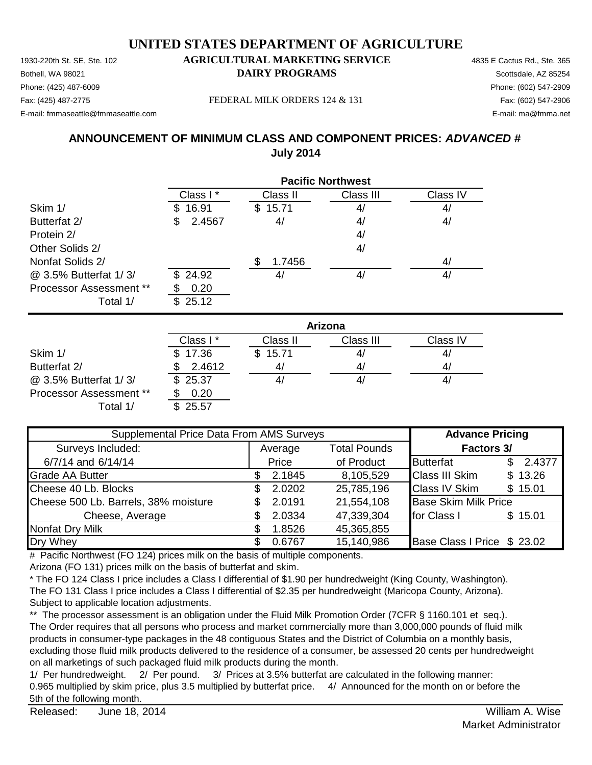# UNITED STATES DEPARTMENT OF AGRICULTURE

## AGRICULTURAL MARKETING SERVICE
## DAIRY PROGRAMS

1930-220th St. SE, Ste. 102
Bothell, WA 98021
Phone: (425) 487-6009
Fax: (425) 487-2775
E-mail: fmmaseattle@fmmaseattle.com

FEDERAL MILK ORDERS 124 & 131

4835 E Cactus Rd., Ste. 365
Scottsdale, AZ 85254
Phone: (602) 547-2909
Fax: (602) 547-2906
E-mail: ma@fmma.net

### ANNOUNCEMENT OF MINIMUM CLASS AND COMPONENT PRICES: *ADVANCED* #
### July 2014

| | Pacific Northwest | | | |
|---|---|---|---|---|
| | Class I * | Class II | Class III | Class IV |
| Skim 1/ | $ 16.91 | $ 15.71 | 4/ | 4/ |
| Butterfat 2/ | $ 2.4567 | 4/ | 4/ | 4/ |
| Protein 2/ | | | 4/ | |
| Other Solids 2/ | | | 4/ | |
| Nonfat Solids 2/ | | $ 1.7456 | | 4/ |
| @ 3.5% Butterfat 1/ 3/ | $ 24.92 | 4/ | 4/ | 4/ |
| Processor Assessment ** | $ 0.20 | | | |
| Total 1/ | $ 25.12 | | | |

| | Arizona | | | |
|---|---|---|---|---|
| | Class I * | Class II | Class III | Class IV |
| Skim 1/ | $ 17.36 | $ 15.71 | 4/ | 4/ |
| Butterfat 2/ | $ 2.4612 | 4/ | 4/ | 4/ |
| @ 3.5% Butterfat 1/ 3/ | $ 25.37 | 4/ | 4/ | 4/ |
| Processor Assessment ** | $ 0.20 | | | |
| Total 1/ | $ 25.57 | | | |

| Supplemental Price Data From AMS Surveys | | | Advance Pricing | |
|---|---|---|---|---|
| Surveys Included: | Average | Total Pounds | Factors 3/ | |
| 6/7/14 and 6/14/14 | Price | of Product | Butterfat | $ 2.4377 |
| Grade AA Butter | $ 2.1845 | 8,105,529 | Class III Skim | $ 13.26 |
| Cheese 40 Lb. Blocks | $ 2.0202 | 25,785,196 | Class IV Skim | $ 15.01 |
| Cheese 500 Lb. Barrels, 38% moisture | $ 2.0191 | 21,554,108 | Base Skim Milk Price | |
| Cheese, Average | $ 2.0334 | 47,339,304 | for Class I | $ 15.01 |
| Nonfat Dry Milk | $ 1.8526 | 45,365,855 | | |
| Dry Whey | $ 0.6767 | 15,140,986 | Base Class I Price | $ 23.02 |

# Pacific Northwest (FO 124) prices milk on the basis of multiple components.
Arizona (FO 131) prices milk on the basis of butterfat and skim.

* The FO 124 Class I price includes a Class I differential of $1.90 per hundredweight (King County, Washington).
The FO 131 Class I price includes a Class I differential of $2.35 per hundredweight (Maricopa County, Arizona).
Subject to applicable location adjustments.

** The processor assessment is an obligation under the Fluid Milk Promotion Order (7CFR § 1160.101 et seq.).
The Order requires that all persons who process and market commercially more than 3,000,000 pounds of fluid milk products in consumer-type packages in the 48 contiguous States and the District of Columbia on a monthly basis, excluding those fluid milk products delivered to the residence of a consumer, be assessed 20 cents per hundredweight on all marketings of such packaged fluid milk products during the month.

1/ Per hundredweight. 2/ Per pound. 3/ Prices at 3.5% butterfat are calculated in the following manner:
0.965 multiplied by skim price, plus 3.5 multiplied by butterfat price. 4/ Announced for the month on or before the 5th of the following month.

Released: June 18, 2014

William A. Wise
Market Administrator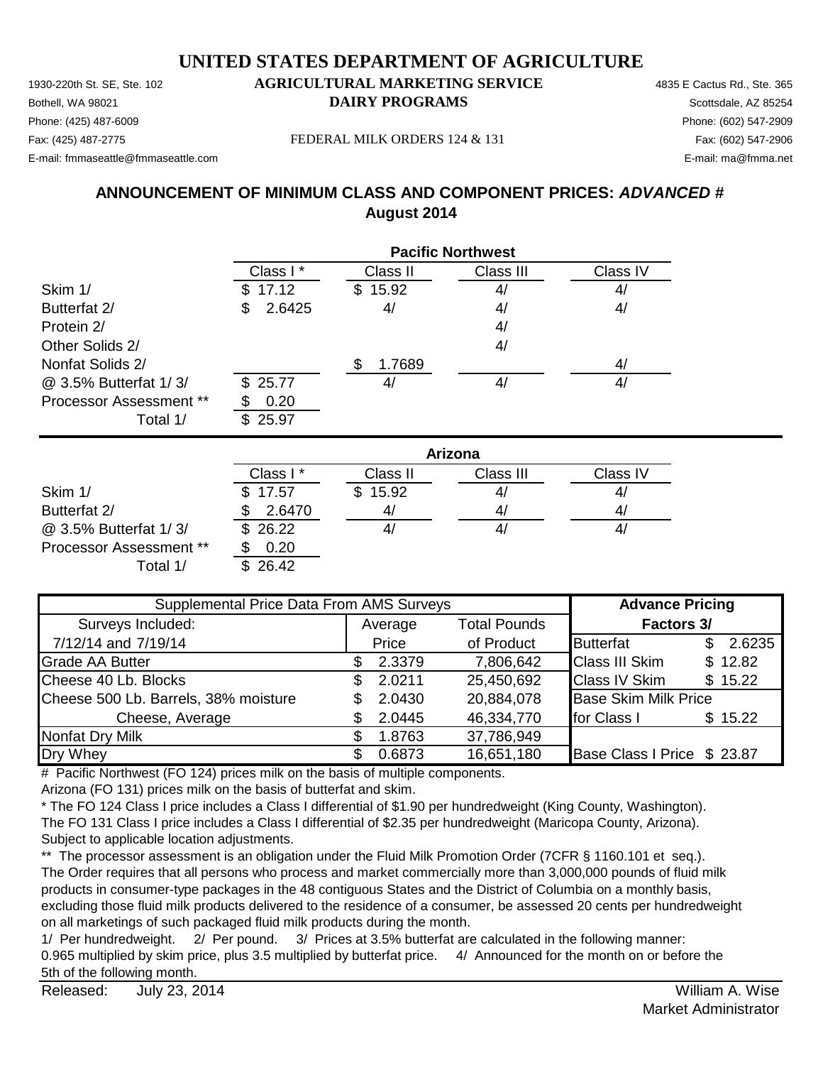# UNITED STATES DEPARTMENT OF AGRICULTURE

## AGRICULTURAL MARKETING SERVICE
## DAIRY PROGRAMS

1930-220th St. SE, Ste. 102
Bothell, WA 98021
Phone: (425) 487-6009
Fax: (425) 487-2775
E-mail: fmmaseattle@fmmaseattle.com

FEDERAL MILK ORDERS 124 & 131

4835 E Cactus Rd., Ste. 365
Scottsdale, AZ 85254
Phone: (602) 547-2909
Fax: (602) 547-2906
E-mail: ma@fmma.net

## ANNOUNCEMENT OF MINIMUM CLASS AND COMPONENT PRICES: *ADVANCED* #
## August 2014

| | Pacific Northwest | | | |
|---|---|---|---|---|
| | Class I * | Class II | Class III | Class IV |
| Skim 1/ | $ 17.12 | $ 15.92 | 4/ | 4/ |
| Butterfat 2/ | $ 2.6425 | 4/ | 4/ | 4/ |
| Protein 2/ | | | 4/ | |
| Other Solids 2/ | | | 4/ | |
| Nonfat Solids 2/ | | $ 1.7689 | | 4/ |
| @ 3.5% Butterfat 1/ 3/ | $ 25.77 | 4/ | 4/ | 4/ |
| Processor Assessment ** | $ 0.20 | | | |
| Total 1/ | $ 25.97 | | | |

| | Arizona | | | |
|---|---|---|---|---|
| | Class I * | Class II | Class III | Class IV |
| Skim 1/ | $ 17.57 | $ 15.92 | 4/ | 4/ |
| Butterfat 2/ | $ 2.6470 | 4/ | 4/ | 4/ |
| @ 3.5% Butterfat 1/ 3/ | $ 26.22 | 4/ | 4/ | 4/ |
| Processor Assessment ** | $ 0.20 | | | |
| Total 1/ | $ 26.42 | | | |

| Supplemental Price Data From AMS Surveys | | | Advance Pricing | |
|---|---|---|---|---|
| Surveys Included: | Average | Total Pounds | Factors 3/ | |
| 7/12/14 and 7/19/14 | Price | of Product | Butterfat | $ 2.6235 |
| Grade AA Butter | $ 2.3379 | 7,806,642 | Class III Skim | $ 12.82 |
| Cheese 40 Lb. Blocks | $ 2.0211 | 25,450,692 | Class IV Skim | $ 15.22 |
| Cheese 500 Lb. Barrels, 38% moisture | $ 2.0430 | 20,884,078 | Base Skim Milk Price | |
| Cheese, Average | $ 2.0445 | 46,334,770 | for Class I | $ 15.22 |
| Nonfat Dry Milk | $ 1.8763 | 37,786,949 | | |
| Dry Whey | $ 0.6873 | 16,651,180 | Base Class I Price | $ 23.87 |

# Pacific Northwest (FO 124) prices milk on the basis of multiple components.
Arizona (FO 131) prices milk on the basis of butterfat and skim.

* The FO 124 Class I price includes a Class I differential of $1.90 per hundredweight (King County, Washington).
The FO 131 Class I price includes a Class I differential of $2.35 per hundredweight (Maricopa County, Arizona).
Subject to applicable location adjustments.

** The processor assessment is an obligation under the Fluid Milk Promotion Order (7CFR § 1160.101 et seq.).
The Order requires that all persons who process and market commercially more than 3,000,000 pounds of fluid milk products in consumer-type packages in the 48 contiguous States and the District of Columbia on a monthly basis, excluding those fluid milk products delivered to the residence of a consumer, be assessed 20 cents per hundredweight on all marketings of such packaged fluid milk products during the month.

1/ Per hundredweight. 2/ Per pound. 3/ Prices at 3.5% butterfat are calculated in the following manner:
0.965 multiplied by skim price, plus 3.5 multiplied by butterfat price. 4/ Announced for the month on or before the 5th of the following month.

Released: July 23, 2014

William A. Wise
Market Administrator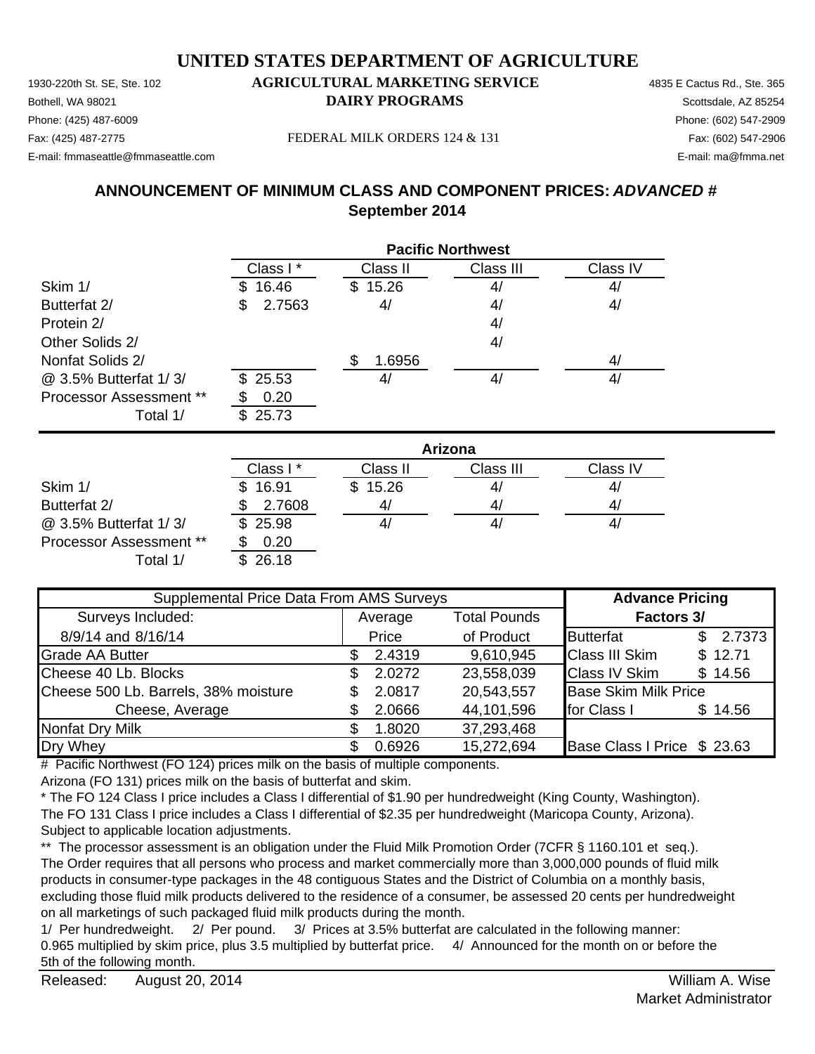# UNITED STATES DEPARTMENT OF AGRICULTURE

1930-220th St. SE, Ste. 102
Bothell, WA 98021
Phone: (425) 487-6009
Fax: (425) 487-2775
E-mail: fmmaseattle@fmmaseattle.com

**AGRICULTURAL MARKETING SERVICE**
**DAIRY PROGRAMS**

FEDERAL MILK ORDERS 124 & 131

4835 E Cactus Rd., Ste. 365
Scottsdale, AZ 85254
Phone: (602) 547-2909
Fax: (602) 547-2906
E-mail: ma@fmma.net

## ANNOUNCEMENT OF MINIMUM CLASS AND COMPONENT PRICES: *ADVANCED #*
## September 2014

| Pacific Northwest | Class I * | Class II | Class III | Class IV |
|---|---|---|---|---|
| Skim 1/ | $ 16.46 | $ 15.26 | 4/ | 4/ |
| Butterfat 2/ | $ 2.7563 | 4/ | 4/ | 4/ |
| Protein 2/ | | | 4/ | |
| Other Solids 2/ | | | 4/ | |
| Nonfat Solids 2/ | | $ 1.6956 | | 4/ |
| @ 3.5% Butterfat 1/ 3/ | $ 25.53 | 4/ | 4/ | 4/ |
| Processor Assessment ** | $ 0.20 | | | |
| Total 1/ | $ 25.73 | | | |

| Arizona | Class I * | Class II | Class III | Class IV |
|---|---|---|---|---|
| Skim 1/ | $ 16.91 | $ 15.26 | 4/ | 4/ |
| Butterfat 2/ | $ 2.7608 | 4/ | 4/ | 4/ |
| @ 3.5% Butterfat 1/ 3/ | $ 25.98 | 4/ | 4/ | 4/ |
| Processor Assessment ** | $ 0.20 | | | |
| Total 1/ | $ 26.18 | | | |

| Supplemental Price Data From AMS Surveys | | | Advance Pricing | |
|---|---|---|---|---|
| Surveys Included: | Average | Total Pounds | Factors 3/ | |
| 8/9/14 and 8/16/14 | Price | of Product | Butterfat | $ 2.7373 |
| Grade AA Butter | $ 2.4319 | 9,610,945 | Class III Skim | $ 12.71 |
| Cheese 40 Lb. Blocks | $ 2.0272 | 23,558,039 | Class IV Skim | $ 14.56 |
| Cheese 500 Lb. Barrels, 38% moisture | $ 2.0817 | 20,543,557 | Base Skim Milk Price | |
| Cheese, Average | $ 2.0666 | 44,101,596 | for Class I | $ 14.56 |
| Nonfat Dry Milk | $ 1.8020 | 37,293,468 | | |
| Dry Whey | $ 0.6926 | 15,272,694 | Base Class I Price | $ 23.63 |

# Pacific Northwest (FO 124) prices milk on the basis of multiple components.
Arizona (FO 131) prices milk on the basis of butterfat and skim.

* The FO 124 Class I price includes a Class I differential of $1.90 per hundredweight (King County, Washington).
The FO 131 Class I price includes a Class I differential of $2.35 per hundredweight (Maricopa County, Arizona).
Subject to applicable location adjustments.

** The processor assessment is an obligation under the Fluid Milk Promotion Order (7CFR § 1160.101 et seq.).
The Order requires that all persons who process and market commercially more than 3,000,000 pounds of fluid milk products in consumer-type packages in the 48 contiguous States and the District of Columbia on a monthly basis, excluding those fluid milk products delivered to the residence of a consumer, be assessed 20 cents per hundredweight on all marketings of such packaged fluid milk products during the month.

1/ Per hundredweight. 2/ Per pound. 3/ Prices at 3.5% butterfat are calculated in the following manner:
0.965 multiplied by skim price, plus 3.5 multiplied by butterfat price. 4/ Announced for the month on or before the 5th of the following month.

Released: August 20, 2014

William A. Wise
Market Administrator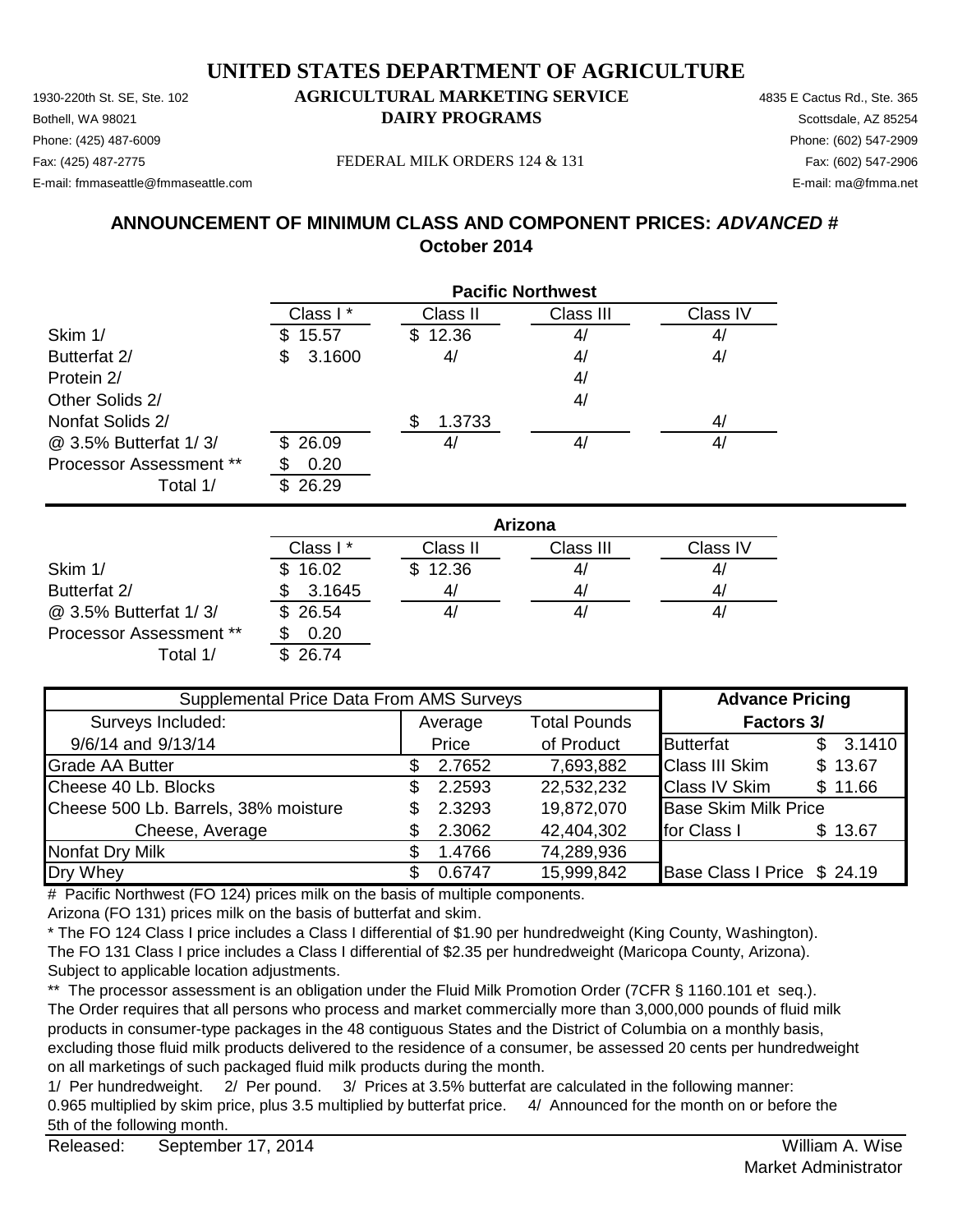# UNITED STATES DEPARTMENT OF AGRICULTURE

1930-220th St. SE, Ste. 102
Bothell, WA 98021
Phone: (425) 487-6009
Fax: (425) 487-2775
E-mail: fmmaseattle@fmmaseattle.com

**AGRICULTURAL MARKETING SERVICE**
**DAIRY PROGRAMS**

FEDERAL MILK ORDERS 124 & 131

4835 E Cactus Rd., Ste. 365
Scottsdale, AZ 85254
Phone: (602) 547-2909
Fax: (602) 547-2906
E-mail: ma@fmma.net

## ANNOUNCEMENT OF MINIMUM CLASS AND COMPONENT PRICES: *ADVANCED* #
## October 2014

| | Pacific Northwest | | | |
|---|---|---|---|---|
| | Class I * | Class II | Class III | Class IV |
| Skim 1/ | $ 15.57 | $ 12.36 | 4/ | 4/ |
| Butterfat 2/ | $ 3.1600 | 4/ | 4/ | 4/ |
| Protein 2/ | | | 4/ | |
| Other Solids 2/ | | | 4/ | |
| Nonfat Solids 2/ | | $ 1.3733 | | 4/ |
| @ 3.5% Butterfat 1/ 3/ | $ 26.09 | 4/ | 4/ | 4/ |
| Processor Assessment ** | $ 0.20 | | | |
| Total 1/ | $ 26.29 | | | |

| | Arizona | | | |
|---|---|---|---|---|
| | Class I * | Class II | Class III | Class IV |
| Skim 1/ | $ 16.02 | $ 12.36 | 4/ | 4/ |
| Butterfat 2/ | $ 3.1645 | 4/ | 4/ | 4/ |
| @ 3.5% Butterfat 1/ 3/ | $ 26.54 | 4/ | 4/ | 4/ |
| Processor Assessment ** | $ 0.20 | | | |
| Total 1/ | $ 26.74 | | | |

| Supplemental Price Data From AMS Surveys | | | Advance Pricing | |
|---|---|---|---|---|
| Surveys Included: | Average | Total Pounds | Factors 3/ | |
| 9/6/14 and 9/13/14 | Price | of Product | Butterfat | $ 3.1410 |
| Grade AA Butter | $ 2.7652 | 7,693,882 | Class III Skim | $ 13.67 |
| Cheese 40 Lb. Blocks | $ 2.2593 | 22,532,232 | Class IV Skim | $ 11.66 |
| Cheese 500 Lb. Barrels, 38% moisture | $ 2.3293 | 19,872,070 | Base Skim Milk Price | |
| Cheese, Average | $ 2.3062 | 42,404,302 | for Class I | $ 13.67 |
| Nonfat Dry Milk | $ 1.4766 | 74,289,936 | | |
| Dry Whey | $ 0.6747 | 15,999,842 | Base Class I Price | $ 24.19 |

# Pacific Northwest (FO 124) prices milk on the basis of multiple components.
Arizona (FO 131) prices milk on the basis of butterfat and skim.

* The FO 124 Class I price includes a Class I differential of $1.90 per hundredweight (King County, Washington).
The FO 131 Class I price includes a Class I differential of $2.35 per hundredweight (Maricopa County, Arizona).
Subject to applicable location adjustments.

** The processor assessment is an obligation under the Fluid Milk Promotion Order (7CFR § 1160.101 et seq.).
The Order requires that all persons who process and market commercially more than 3,000,000 pounds of fluid milk products in consumer-type packages in the 48 contiguous States and the District of Columbia on a monthly basis, excluding those fluid milk products delivered to the residence of a consumer, be assessed 20 cents per hundredweight on all marketings of such packaged fluid milk products during the month.

1/ Per hundredweight. 2/ Per pound. 3/ Prices at 3.5% butterfat are calculated in the following manner: 0.965 multiplied by skim price, plus 3.5 multiplied by butterfat price. 4/ Announced for the month on or before the 5th of the following month.

Released: September 17, 2014

William A. Wise
Market Administrator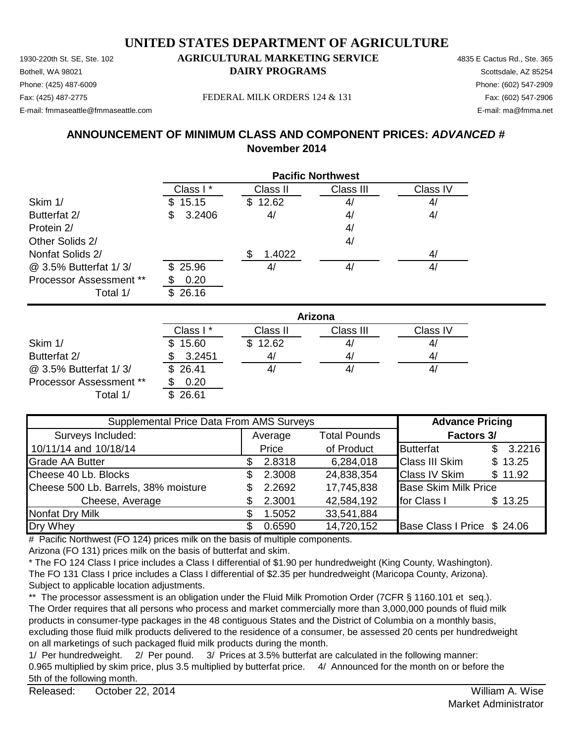# UNITED STATES DEPARTMENT OF AGRICULTURE

## AGRICULTURAL MARKETING SERVICE
## DAIRY PROGRAMS

1930-220th St. SE, Ste. 102
Bothell, WA 98021
Phone: (425) 487-6009
Fax: (425) 487-2775
E-mail: fmmaseattle@fmmaseattle.com

FEDERAL MILK ORDERS 124 & 131

4835 E Cactus Rd., Ste. 365
Scottsdale, AZ 85254
Phone: (602) 547-2909
Fax: (602) 547-2906
E-mail: ma@fmma.net

## ANNOUNCEMENT OF MINIMUM CLASS AND COMPONENT PRICES: *ADVANCED* #
## November 2014

| | **Pacific Northwest** | | | |
|---|---|---|---|---|
| | Class I * | Class II | Class III | Class IV |
| Skim 1/ | $ 15.15 | $ 12.62 | 4/ | 4/ |
| Butterfat 2/ | $ 3.2406 | 4/ | 4/ | 4/ |
| Protein 2/ | | | 4/ | |
| Other Solids 2/ | | | 4/ | |
| Nonfat Solids 2/ | | $ 1.4022 | | 4/ |
| @ 3.5% Butterfat 1/ 3/ | $ 25.96 | 4/ | 4/ | 4/ |
| Processor Assessment ** | $ 0.20 | | | |
| Total 1/ | $ 26.16 | | | |

| | **Arizona** | | | |
|---|---|---|---|---|
| | Class I * | Class II | Class III | Class IV |
| Skim 1/ | $ 15.60 | $ 12.62 | 4/ | 4/ |
| Butterfat 2/ | $ 3.2451 | 4/ | 4/ | 4/ |
| @ 3.5% Butterfat 1/ 3/ | $ 26.41 | 4/ | 4/ | 4/ |
| Processor Assessment ** | $ 0.20 | | | |
| Total 1/ | $ 26.61 | | | |

| Supplemental Price Data From AMS Surveys | | | **Advance Pricing** | |
|---|---|---|---|---|
| Surveys Included: | Average | Total Pounds | **Factors 3/** | |
| 10/11/14 and 10/18/14 | Price | of Product | Butterfat | $ 3.2216 |
| Grade AA Butter | $ 2.8318 | 6,284,018 | Class III Skim | $ 13.25 |
| Cheese 40 Lb. Blocks | $ 2.3008 | 24,838,354 | Class IV Skim | $ 11.92 |
| Cheese 500 Lb. Barrels, 38% moisture | $ 2.2692 | 17,745,838 | Base Skim Milk Price | |
| Cheese, Average | $ 2.3001 | 42,584,192 | for Class I | $ 13.25 |
| Nonfat Dry Milk | $ 1.5052 | 33,541,884 | | |
| Dry Whey | $ 0.6590 | 14,720,152 | Base Class I Price | $ 24.06 |

# Pacific Northwest (FO 124) prices milk on the basis of multiple components.
Arizona (FO 131) prices milk on the basis of butterfat and skim.

* The FO 124 Class I price includes a Class I differential of $1.90 per hundredweight (King County, Washington).
The FO 131 Class I price includes a Class I differential of $2.35 per hundredweight (Maricopa County, Arizona).
Subject to applicable location adjustments.

** The processor assessment is an obligation under the Fluid Milk Promotion Order (7CFR § 1160.101 et seq.).
The Order requires that all persons who process and market commercially more than 3,000,000 pounds of fluid milk products in consumer-type packages in the 48 contiguous States and the District of Columbia on a monthly basis, excluding those fluid milk products delivered to the residence of a consumer, be assessed 20 cents per hundredweight on all marketings of such packaged fluid milk products during the month.

1/ Per hundredweight. 2/ Per pound. 3/ Prices at 3.5% butterfat are calculated in the following manner:
0.965 multiplied by skim price, plus 3.5 multiplied by butterfat price. 4/ Announced for the month on or before the 5th of the following month.

Released: October 22, 2014

William A. Wise
Market Administrator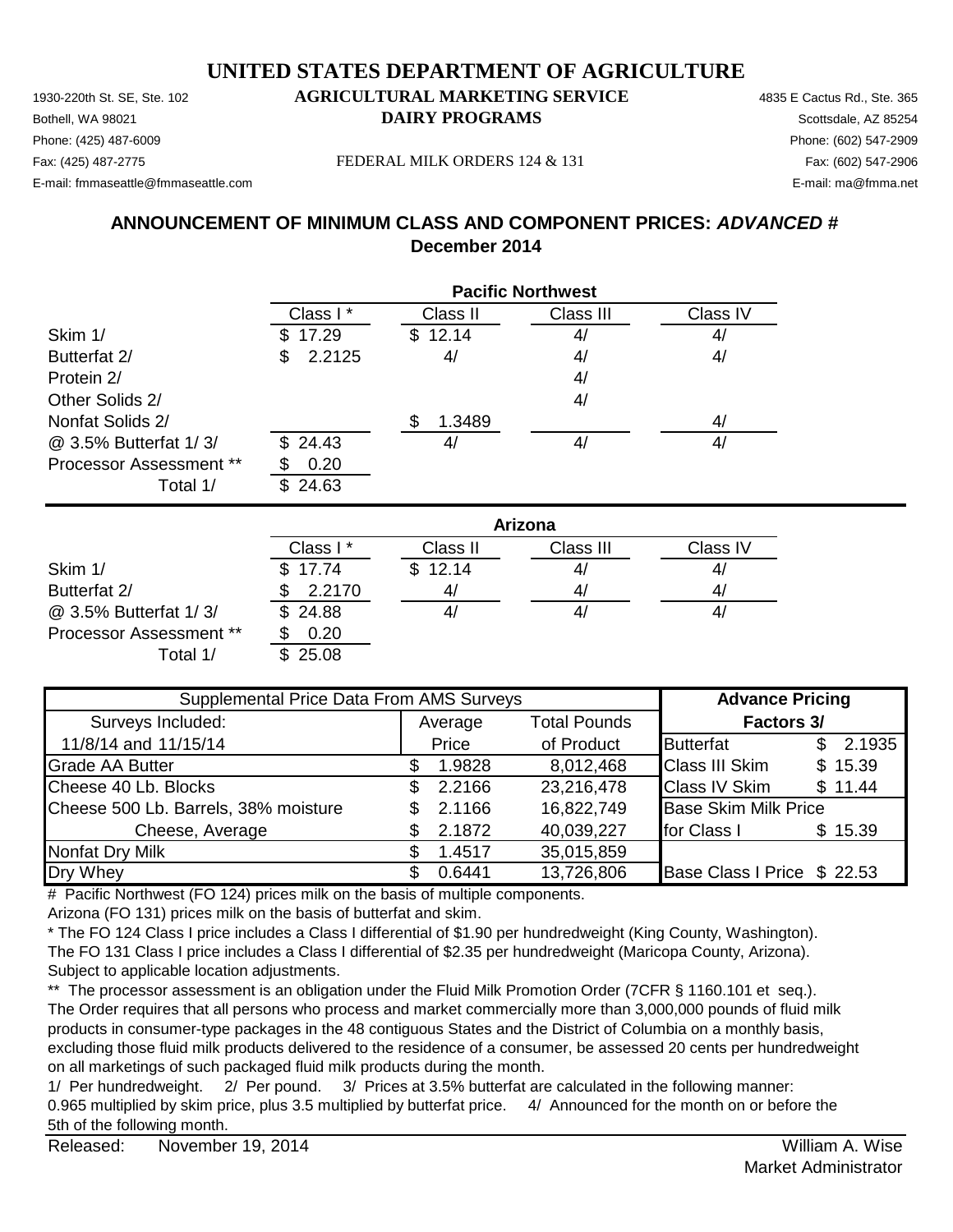# UNITED STATES DEPARTMENT OF AGRICULTURE

1930-220th St. SE, Ste. 102
Bothell, WA 98021
Phone: (425) 487-6009
Fax: (425) 487-2775
E-mail: fmmaseattle@fmmaseattle.com

**AGRICULTURAL MARKETING SERVICE**
**DAIRY PROGRAMS**

FEDERAL MILK ORDERS 124 & 131

4835 E Cactus Rd., Ste. 365
Scottsdale, AZ 85254
Phone: (602) 547-2909
Fax: (602) 547-2906
E-mail: ma@fmma.net

## ANNOUNCEMENT OF MINIMUM CLASS AND COMPONENT PRICES: *ADVANCED* #
## December 2014

| | Pacific Northwest | | | |
|---|---|---|---|---|
| | Class I * | Class II | Class III | Class IV |
| Skim 1/ | $ 17.29 | $ 12.14 | 4/ | 4/ |
| Butterfat 2/ | $ 2.2125 | 4/ | 4/ | 4/ |
| Protein 2/ | | | 4/ | |
| Other Solids 2/ | | | 4/ | |
| Nonfat Solids 2/ | | $ 1.3489 | | 4/ |
| @ 3.5% Butterfat 1/ 3/ | $ 24.43 | 4/ | 4/ | 4/ |
| Processor Assessment ** | $ 0.20 | | | |
| Total 1/ | $ 24.63 | | | |

| | Arizona | | | |
|---|---|---|---|---|
| | Class I * | Class II | Class III | Class IV |
| Skim 1/ | $ 17.74 | $ 12.14 | 4/ | 4/ |
| Butterfat 2/ | $ 2.2170 | 4/ | 4/ | 4/ |
| @ 3.5% Butterfat 1/ 3/ | $ 24.88 | 4/ | 4/ | 4/ |
| Processor Assessment ** | $ 0.20 | | | |
| Total 1/ | $ 25.08 | | | |

| Supplemental Price Data From AMS Surveys | | | Advance Pricing | |
|---|---|---|---|---|
| Surveys Included: | Average | Total Pounds | Factors 3/ | |
| 11/8/14 and 11/15/14 | Price | of Product | Butterfat | $ 2.1935 |
| Grade AA Butter | $ 1.9828 | 8,012,468 | Class III Skim | $ 15.39 |
| Cheese 40 Lb. Blocks | $ 2.2166 | 23,216,478 | Class IV Skim | $ 11.44 |
| Cheese 500 Lb. Barrels, 38% moisture | $ 2.1166 | 16,822,749 | Base Skim Milk Price | |
| Cheese, Average | $ 2.1872 | 40,039,227 | for Class I | $ 15.39 |
| Nonfat Dry Milk | $ 1.4517 | 35,015,859 | | |
| Dry Whey | $ 0.6441 | 13,726,806 | Base Class I Price | $ 22.53 |

\# Pacific Northwest (FO 124) prices milk on the basis of multiple components.
Arizona (FO 131) prices milk on the basis of butterfat and skim.

\* The FO 124 Class I price includes a Class I differential of $1.90 per hundredweight (King County, Washington).
The FO 131 Class I price includes a Class I differential of $2.35 per hundredweight (Maricopa County, Arizona).
Subject to applicable location adjustments.

** The processor assessment is an obligation under the Fluid Milk Promotion Order (7CFR § 1160.101 et seq.).
The Order requires that all persons who process and market commercially more than 3,000,000 pounds of fluid milk products in consumer-type packages in the 48 contiguous States and the District of Columbia on a monthly basis, excluding those fluid milk products delivered to the residence of a consumer, be assessed 20 cents per hundredweight on all marketings of such packaged fluid milk products during the month.

1/ Per hundredweight. 2/ Per pound. 3/ Prices at 3.5% butterfat are calculated in the following manner:
0.965 multiplied by skim price, plus 3.5 multiplied by butterfat price. 4/ Announced for the month on or before the 5th of the following month.

Released: November 19, 2014

William A. Wise
Market Administrator